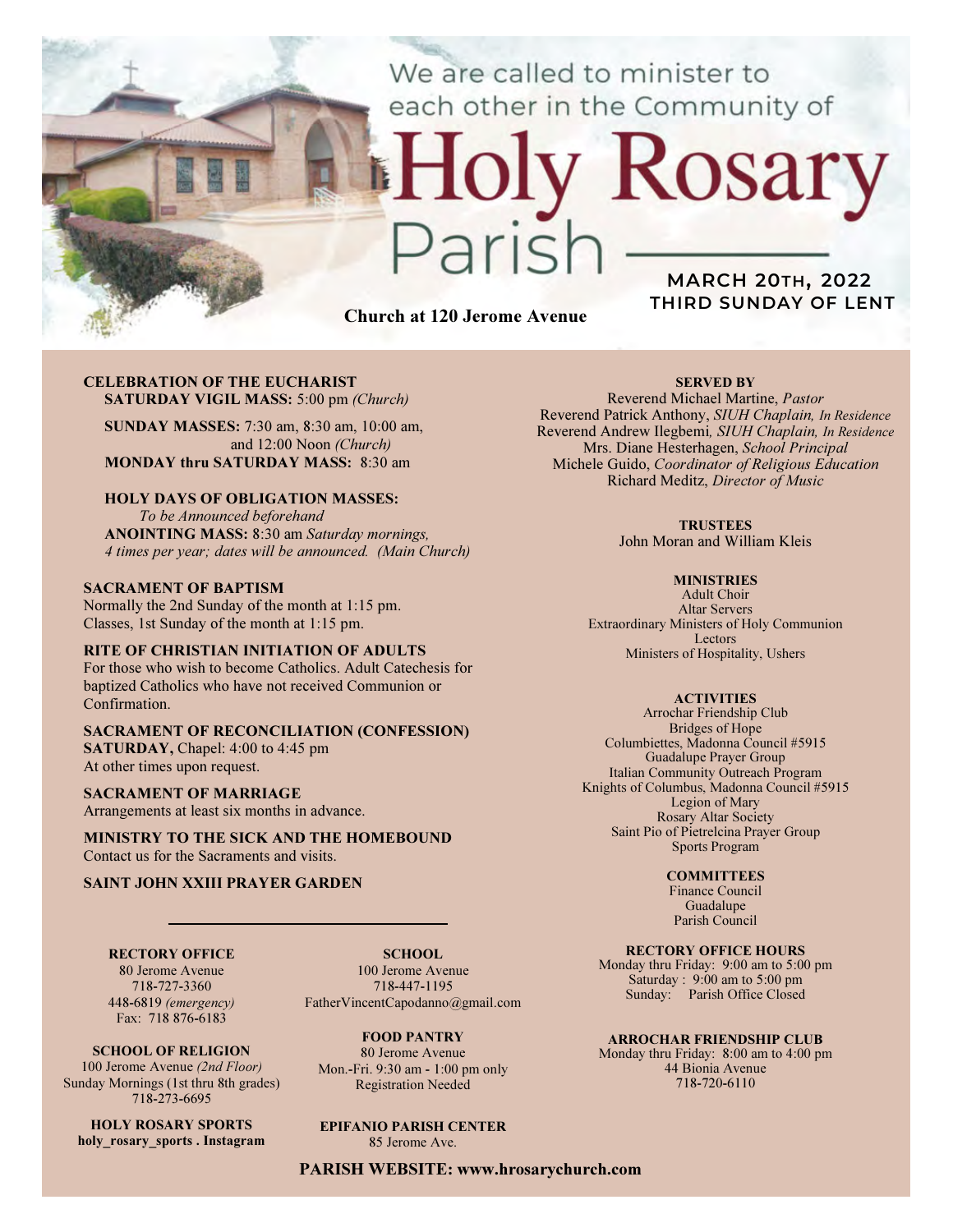We are called to minister to each other in the Community of

# Holy Rosary Parish

**MARCH 20TH, 2022**
**THIRD SUNDAY OF LENT**

**Church at 120 Jerome Avenue**

**CELEBRATION OF THE EUCHARIST**
**SATURDAY VIGIL MASS:** 5:00 pm *(Church)*

**SUNDAY MASSES:** 7:30 am, 8:30 am, 10:00 am, and 12:00 Noon *(Church)*
**MONDAY thru SATURDAY MASS:** 8:30 am

**HOLY DAYS OF OBLIGATION MASSES:**
*To be Announced beforehand*
**ANOINTING MASS:** 8:30 am *Saturday mornings, 4 times per year; dates will be announced. (Main Church)*

**SACRAMENT OF BAPTISM**
Normally the 2nd Sunday of the month at 1:15 pm.
Classes, 1st Sunday of the month at 1:15 pm.

**RITE OF CHRISTIAN INITIATION OF ADULTS**
For those who wish to become Catholics. Adult Catechesis for baptized Catholics who have not received Communion or Confirmation.

**SACRAMENT OF RECONCILIATION (CONFESSION)**
**SATURDAY,** Chapel: 4:00 to 4:45 pm
At other times upon request.

**SACRAMENT OF MARRIAGE**
Arrangements at least six months in advance.

**MINISTRY TO THE SICK AND THE HOMEBOUND**
Contact us for the Sacraments and visits.

**SAINT JOHN XXIII PRAYER GARDEN**

**SERVED BY**
Reverend Michael Martine, *Pastor*
Reverend Patrick Anthony, *SIUH Chaplain, In Residence*
Reverend Andrew Ilegbemi, *SIUH Chaplain, In Residence*
Mrs. Diane Hesterhagen, *School Principal*
Michele Guido, *Coordinator of Religious Education*
Richard Meditz, *Director of Music*

**TRUSTEES**
John Moran and William Kleis

**MINISTRIES**
Adult Choir
Altar Servers
Extraordinary Ministers of Holy Communion
Lectors
Ministers of Hospitality, Ushers

**ACTIVITIES**
Arrochar Friendship Club
Bridges of Hope
Columbiettes, Madonna Council #5915
Guadalupe Prayer Group
Italian Community Outreach Program
Knights of Columbus, Madonna Council #5915
Legion of Mary
Rosary Altar Society
Saint Pio of Pietrelcina Prayer Group
Sports Program

**COMMITTEES**
Finance Council
Guadalupe
Parish Council

**RECTORY OFFICE**
80 Jerome Avenue
718-727-3360
448-6819 *(emergency)*
Fax: 718 876-6183

**SCHOOL**
100 Jerome Avenue
718-447-1195
FatherVincentCapodanno@gmail.com

**SCHOOL OF RELIGION**
100 Jerome Avenue *(2nd Floor)*
Sunday Mornings (1st thru 8th grades)
718-273-6695

**FOOD PANTRY**
80 Jerome Avenue
Mon.-Fri. 9:30 am - 1:00 pm only
Registration Needed

**HOLY ROSARY SPORTS**
**holy_rosary_sports . Instagram**

**EPIFANIO PARISH CENTER**
85 Jerome Ave.

**RECTORY OFFICE HOURS**
Monday thru Friday: 9:00 am to 5:00 pm
Saturday : 9:00 am to 5:00 pm
Sunday: Parish Office Closed

**ARROCHAR FRIENDSHIP CLUB**
Monday thru Friday: 8:00 am to 4:00 pm
44 Bionia Avenue
718-720-6110

**PARISH WEBSITE: www.hrosarychurch.com**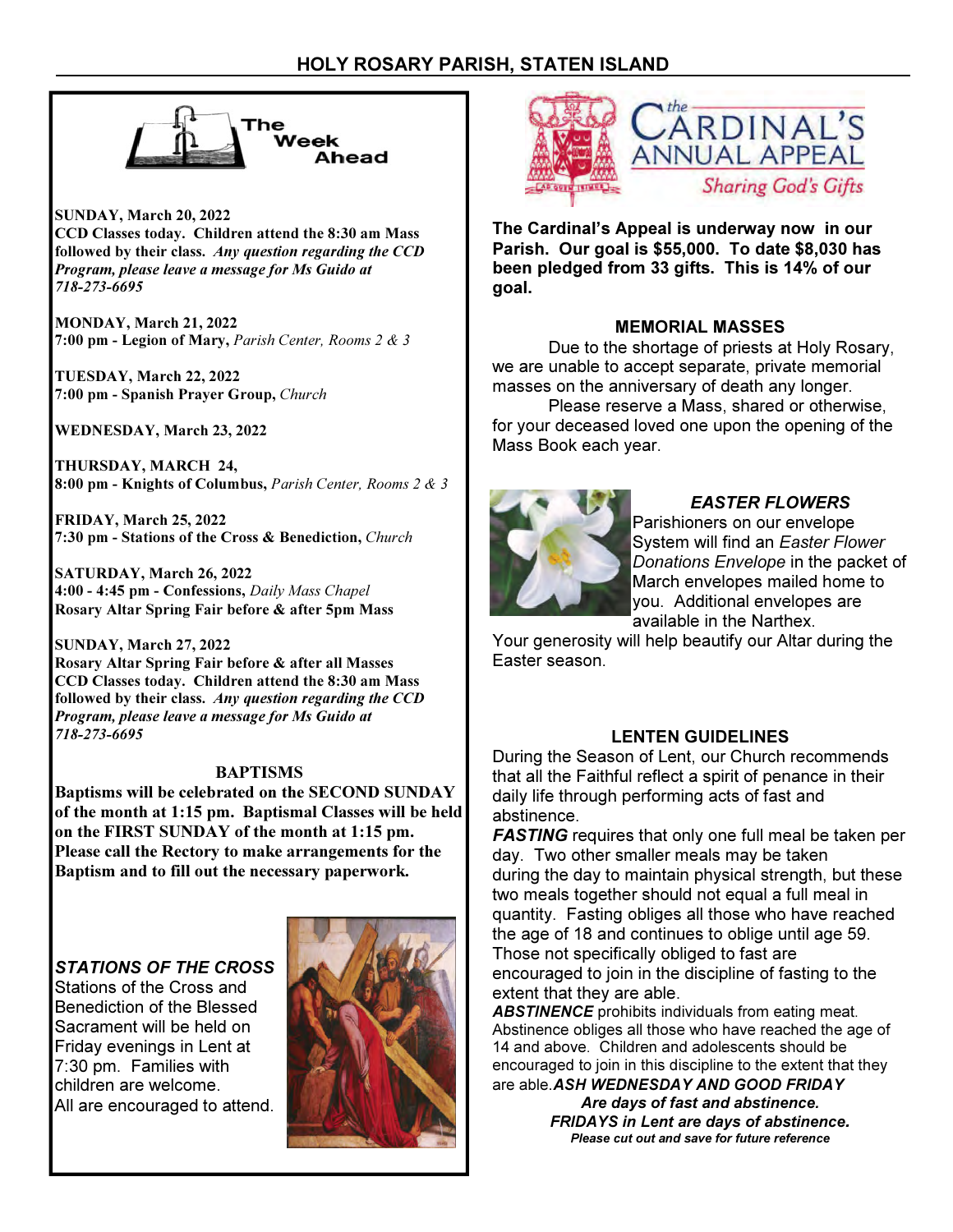## The Week Ahead

**SUNDAY, March 20, 2022**
**CCD Classes today. Children attend the 8:30 am Mass followed by their class.** ***Any question regarding the CCD Program, please leave a message for Ms Guido at 718-273-6695***

**MONDAY, March 21, 2022**
**7:00 pm - Legion of Mary,** *Parish Center, Rooms 2 & 3*

**TUESDAY, March 22, 2022**
**7:00 pm - Spanish Prayer Group,** *Church*

**WEDNESDAY, March 23, 2022**

**THURSDAY, MARCH 24,**
**8:00 pm - Knights of Columbus,** *Parish Center, Rooms 2 & 3*

**FRIDAY, March 25, 2022**
**7:30 pm - Stations of the Cross & Benediction,** *Church*

**SATURDAY, March 26, 2022**
**4:00 - 4:45 pm - Confessions,** *Daily Mass Chapel*
**Rosary Altar Spring Fair before & after 5pm Mass**

**SUNDAY, March 27, 2022**
**Rosary Altar Spring Fair before & after all Masses**
**CCD Classes today. Children attend the 8:30 am Mass followed by their class.** ***Any question regarding the CCD Program, please leave a message for Ms Guido at 718-273-6695***

### BAPTISMS

**Baptisms will be celebrated on the SECOND SUNDAY of the month at 1:15 pm. Baptismal Classes will be held on the FIRST SUNDAY of the month at 1:15 pm. Please call the Rectory to make arrangements for the Baptism and to fill out the necessary paperwork.**

### *STATIONS OF THE CROSS*

Stations of the Cross and Benediction of the Blessed Sacrament will be held on Friday evenings in Lent at 7:30 pm. Families with children are welcome. All are encouraged to attend.

## The Cardinal's Annual Appeal
*Sharing God's Gifts*

**The Cardinal's Appeal is underway now in our Parish. Our goal is $55,000. To date $8,030 has been pledged from 33 gifts. This is 14% of our goal.**

### MEMORIAL MASSES

Due to the shortage of priests at Holy Rosary, we are unable to accept separate, private memorial masses on the anniversary of death any longer.

Please reserve a Mass, shared or otherwise, for your deceased loved one upon the opening of the Mass Book each year.

### *EASTER FLOWERS*

Parishioners on our envelope System will find an *Easter Flower Donations Envelope* in the packet of March envelopes mailed home to you. Additional envelopes are available in the Narthex.

Your generosity will help beautify our Altar during the Easter season.

### LENTEN GUIDELINES

During the Season of Lent, our Church recommends that all the Faithful reflect a spirit of penance in their daily life through performing acts of fast and abstinence.

***FASTING*** requires that only one full meal be taken per day. Two other smaller meals may be taken during the day to maintain physical strength, but these two meals together should not equal a full meal in quantity. Fasting obliges all those who have reached the age of 18 and continues to oblige until age 59. Those not specifically obliged to fast are encouraged to join in the discipline of fasting to the extent that they are able.

***ABSTINENCE*** prohibits individuals from eating meat. Abstinence obliges all those who have reached the age of 14 and above. Children and adolescents should be encouraged to join in this discipline to the extent that they are able. ***ASH WEDNESDAY AND GOOD FRIDAY Are days of fast and abstinence.***

***FRIDAYS in Lent are days of abstinence.***

***Please cut out and save for future reference***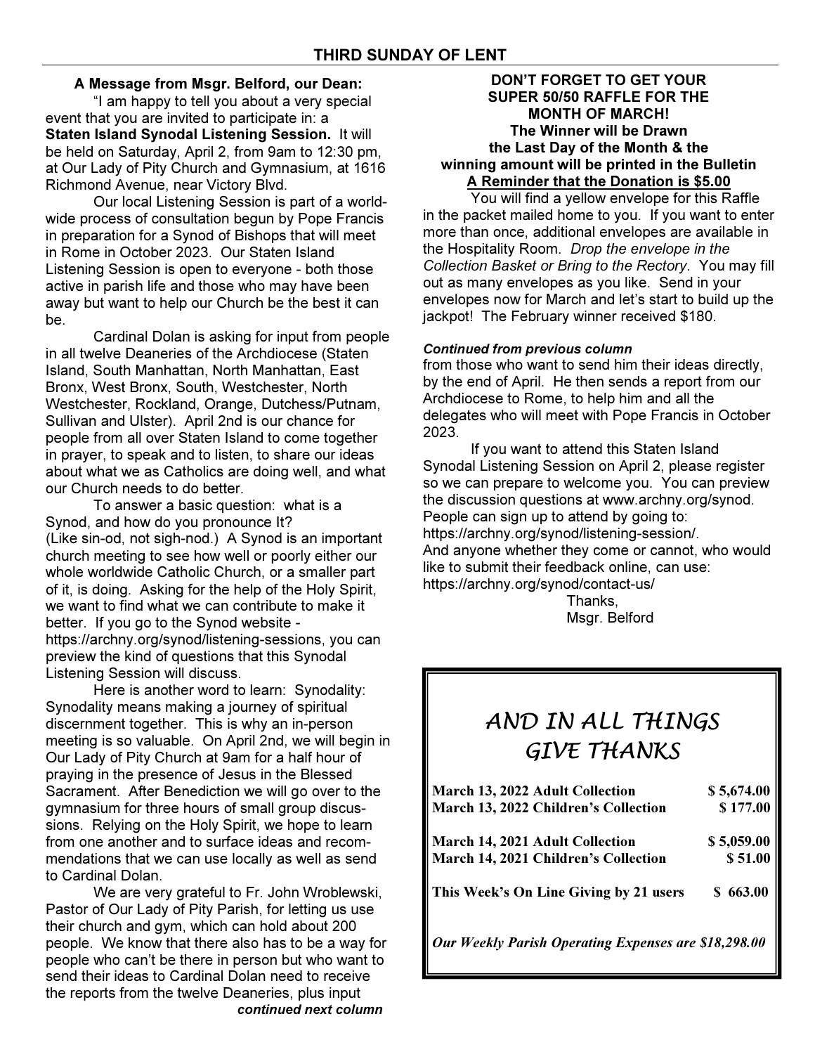## THIRD SUNDAY OF LENT

**A Message from Msgr. Belford, our Dean:**

"I am happy to tell you about a very special event that you are invited to participate in: a **Staten Island Synodal Listening Session.** It will be held on Saturday, April 2, from 9am to 12:30 pm, at Our Lady of Pity Church and Gymnasium, at 1616 Richmond Avenue, near Victory Blvd.

Our local Listening Session is part of a world-wide process of consultation begun by Pope Francis in preparation for a Synod of Bishops that will meet in Rome in October 2023. Our Staten Island Listening Session is open to everyone - both those active in parish life and those who may have been away but want to help our Church be the best it can be.

Cardinal Dolan is asking for input from people in all twelve Deaneries of the Archdiocese (Staten Island, South Manhattan, North Manhattan, East Bronx, West Bronx, South, Westchester, North Westchester, Rockland, Orange, Dutchess/Putnam, Sullivan and Ulster). April 2nd is our chance for people from all over Staten Island to come together in prayer, to speak and to listen, to share our ideas about what we as Catholics are doing well, and what our Church needs to do better.

To answer a basic question: what is a Synod, and how do you pronounce It? (Like sin-od, not sigh-nod.) A Synod is an important church meeting to see how well or poorly either our whole worldwide Catholic Church, or a smaller part of it, is doing. Asking for the help of the Holy Spirit, we want to find what we can contribute to make it better. If you go to the Synod website - https://archny.org/synod/listening-sessions, you can preview the kind of questions that this Synodal Listening Session will discuss.

Here is another word to learn: Synodality: Synodality means making a journey of spiritual discernment together. This is why an in-person meeting is so valuable. On April 2nd, we will begin in Our Lady of Pity Church at 9am for a half hour of praying in the presence of Jesus in the Blessed Sacrament. After Benediction we will go over to the gymnasium for three hours of small group discussions. Relying on the Holy Spirit, we hope to learn from one another and to surface ideas and recommendations that we can use locally as well as send to Cardinal Dolan.

We are very grateful to Fr. John Wroblewski, Pastor of Our Lady of Pity Parish, for letting us use their church and gym, which can hold about 200 people. We know that there also has to be a way for people who can't be there in person but who want to send their ideas to Cardinal Dolan need to receive the reports from the twelve Deaneries, plus input from those who want to send him their ideas directly, by the end of April. He then sends a report from our Archdiocese to Rome, to help him and all the delegates who will meet with Pope Francis in October 2023.

If you want to attend this Staten Island Synodal Listening Session on April 2, please register so we can prepare to welcome you. You can preview the discussion questions at www.archny.org/synod. People can sign up to attend by going to: https://archny.org/synod/listening-session/. And anyone whether they come or cannot, who would like to submit their feedback online, can use: https://archny.org/synod/contact-us/

Thanks,
Msgr. Belford

**DON'T FORGET TO GET YOUR SUPER 50/50 RAFFLE FOR THE MONTH OF MARCH!**
**The Winner will be Drawn the Last Day of the Month & the winning amount will be printed in the Bulletin**
**A Reminder that the Donation is $5.00**

You will find a yellow envelope for this Raffle in the packet mailed home to you. If you want to enter more than once, additional envelopes are available in the Hospitality Room. *Drop the envelope in the Collection Basket or Bring to the Rectory*. You may fill out as many envelopes as you like. Send in your envelopes now for March and let's start to build up the jackpot! The February winner received $180.

## AND IN ALL THINGS GIVE THANKS

| | |
|---|---|
| **March 13, 2022 Adult Collection** | **$ 5,674.00** |
| **March 13, 2022 Children's Collection** | **$ 177.00** |
| **March 14, 2021 Adult Collection** | **$ 5,059.00** |
| **March 14, 2021 Children's Collection** | **$ 51.00** |
| **This Week's On Line Giving by 21 users** | **$ 663.00** |

***Our Weekly Parish Operating Expenses are $18,298.00***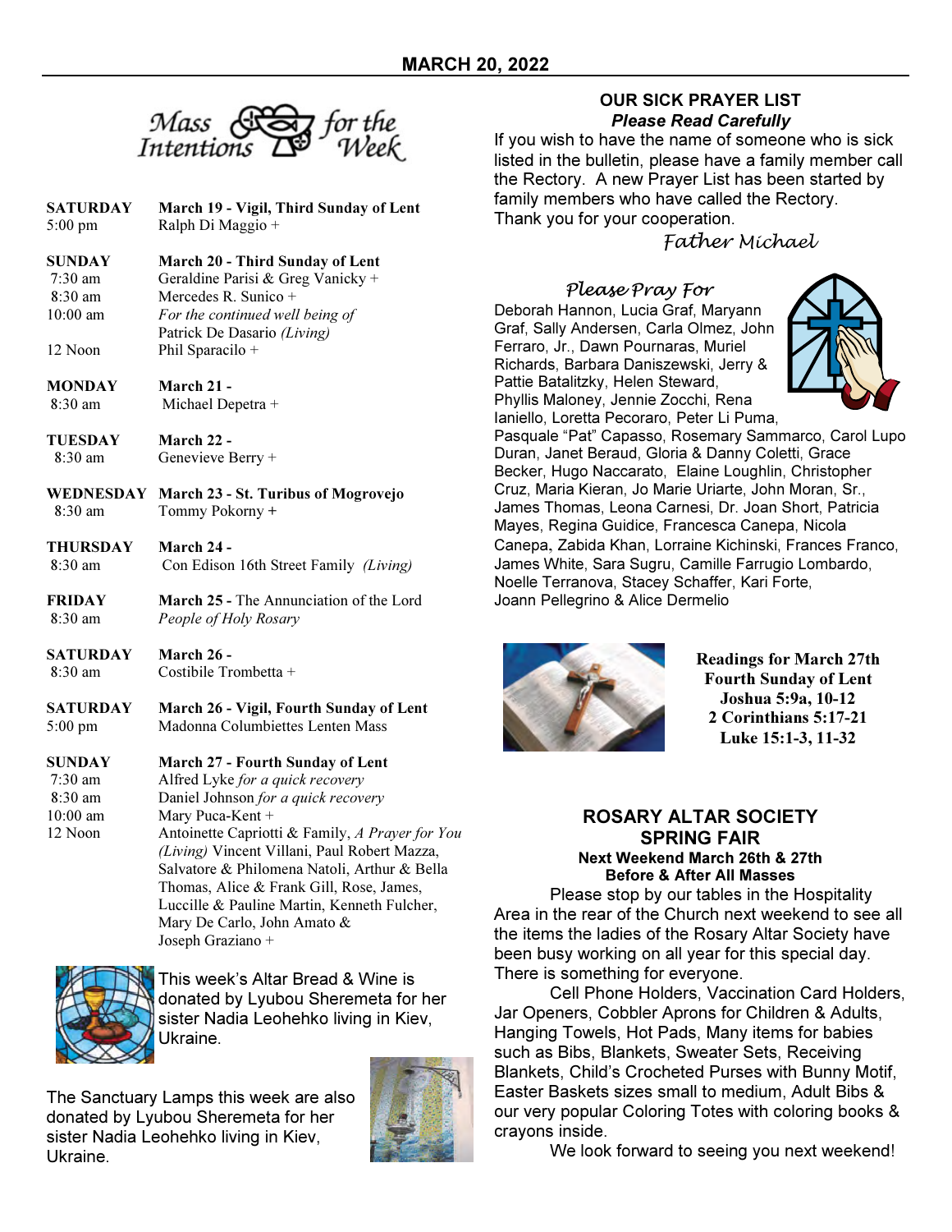MARCH 20, 2022

# Mass Intentions for the Week

**SATURDAY** 5:00 pm — **March 19 - Vigil, Third Sunday of Lent**
Ralph Di Maggio +

**SUNDAY** — **March 20 - Third Sunday of Lent**
7:30 am Geraldine Parisi & Greg Vanicky +
8:30 am Mercedes R. Sunico +
10:00 am *For the continued well being of* Patrick De Dasario *(Living)*
12 Noon Phil Sparacilo +

**MONDAY** — **March 21 -**
8:30 am Michael Depetra +

**TUESDAY** — **March 22 -**
8:30 am Genevieve Berry +

**WEDNESDAY** — **March 23 - St. Turibus of Mogrovejo**
8:30 am Tommy Pokorny +

**THURSDAY** — **March 24 -**
8:30 am Con Edison 16th Street Family *(Living)*

**FRIDAY** — **March 25 -** The Annunciation of the Lord
8:30 am *People of Holy Rosary*

**SATURDAY** — **March 26 -**
8:30 am Costibile Trombetta +

**SATURDAY** — **March 26 - Vigil, Fourth Sunday of Lent**
5:00 pm Madonna Columbiettes Lenten Mass

**SUNDAY** — **March 27 - Fourth Sunday of Lent**
7:30 am Alfred Lyke *for a quick recovery*
8:30 am Daniel Johnson *for a quick recovery*
10:00 am Mary Puca-Kent +
12 Noon Antoinette Capriotti & Family, *A Prayer for You (Living)* Vincent Villani, Paul Robert Mazza, Salvatore & Philomena Natoli, Arthur & Bella Thomas, Alice & Frank Gill, Rose, James, Lucille & Pauline Martin, Kenneth Fulcher, Mary De Carlo, John Amato & Joseph Graziano +

This week's Altar Bread & Wine is donated by Lyubou Sheremeta for her sister Nadia Leohehko living in Kiev, Ukraine.

The Sanctuary Lamps this week are also donated by Lyubou Sheremeta for her sister Nadia Leohehko living in Kiev, Ukraine.

## OUR SICK PRAYER LIST

***Please Read Carefully***

If you wish to have the name of someone who is sick listed in the bulletin, please have a family member call the Rectory. A new Prayer List has been started by family members who have called the Rectory. Thank you for your cooperation.

*Father Michael*

### *Please Pray For*

Deborah Hannon, Lucia Graf, Maryann Graf, Sally Andersen, Carla Olmez, John Ferraro, Jr., Dawn Pournaras, Muriel Richards, Barbara Daniszewski, Jerry & Pattie Batalitzky, Helen Steward, Phyllis Maloney, Jennie Zocchi, Rena Ianiello, Loretta Pecoraro, Peter Li Puma, Pasquale "Pat" Capasso, Rosemary Sammarco, Carol Lupo Duran, Janet Beraud, Gloria & Danny Coletti, Grace Becker, Hugo Naccarato, Elaine Loughlin, Christopher Cruz, Maria Kieran, Jo Marie Uriarte, John Moran, Sr., James Thomas, Leona Carnesi, Dr. Joan Short, Patricia Mayes, Regina Guidice, Francesca Canepa, Nicola Canepa, Zabida Khan, Lorraine Kichinski, Frances Franco, James White, Sara Sugru, Camille Farrugio Lombardo, Noelle Terranova, Stacey Schaffer, Kari Forte, Joann Pellegrino & Alice Dermelio

**Readings for March 27th**
**Fourth Sunday of Lent**
**Joshua 5:9a, 10-12**
**2 Corinthians 5:17-21**
**Luke 15:1-3, 11-32**

## ROSARY ALTAR SOCIETY SPRING FAIR

**Next Weekend March 26th & 27th**
**Before & After All Masses**

Please stop by our tables in the Hospitality Area in the rear of the Church next weekend to see all the items the ladies of the Rosary Altar Society have been busy working on all year for this special day. There is something for everyone.

Cell Phone Holders, Vaccination Card Holders, Jar Openers, Cobbler Aprons for Children & Adults, Hanging Towels, Hot Pads, Many items for babies such as Bibs, Blankets, Sweater Sets, Receiving Blankets, Child's Crocheted Purses with Bunny Motif, Easter Baskets sizes small to medium, Adult Bibs & our very popular Coloring Totes with coloring books & crayons inside.

We look forward to seeing you next weekend!